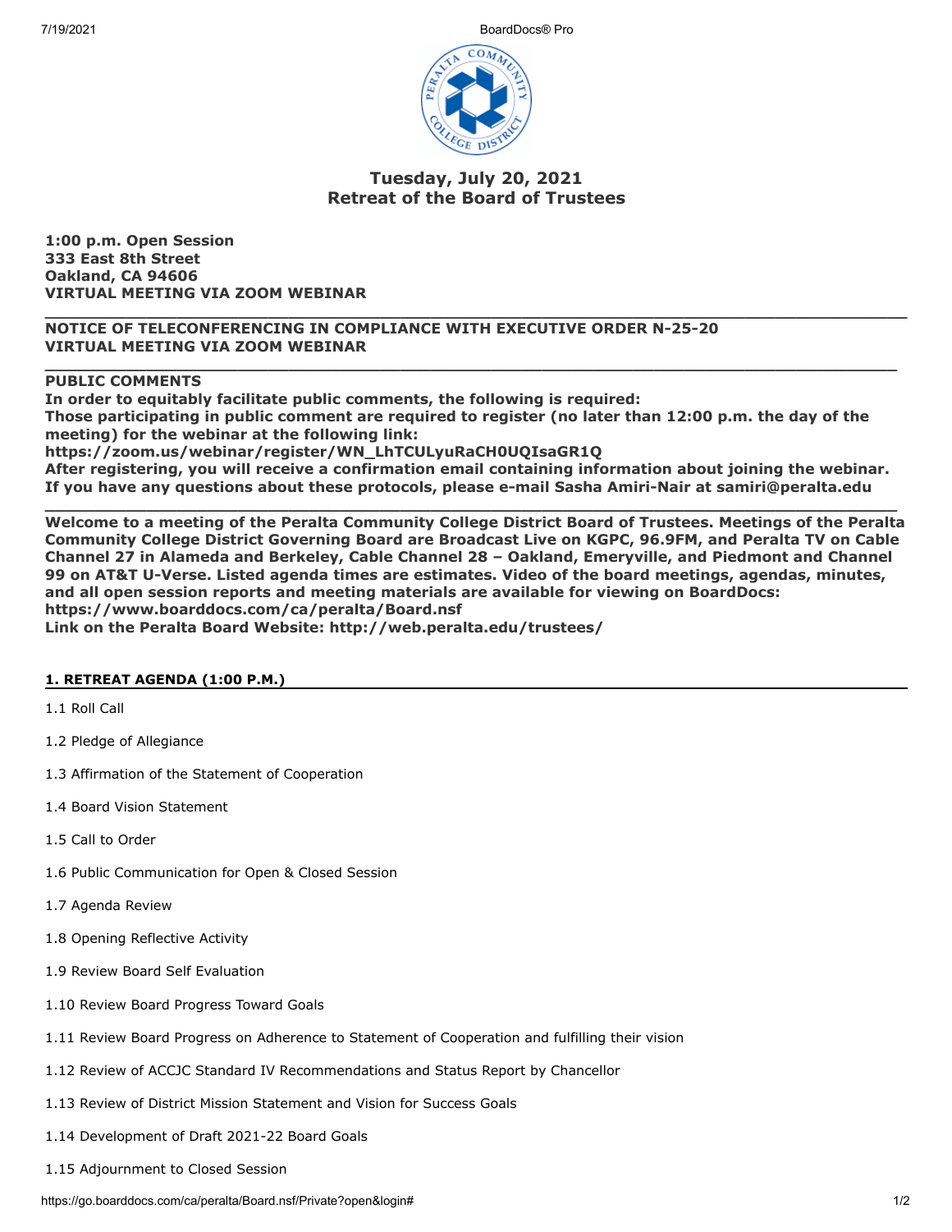# Tuesday, July 20, 2021
# Retreat of the Board of Trustees

**1:00 p.m. Open Session**
**333 East 8th Street**
**Oakland, CA 94606**
**VIRTUAL MEETING VIA ZOOM WEBINAR**

---

**NOTICE OF TELECONFERENCING IN COMPLIANCE WITH EXECUTIVE ORDER N-25-20**
**VIRTUAL MEETING VIA ZOOM WEBINAR**

---

**PUBLIC COMMENTS**
**In order to equitably facilitate public comments, the following is required:**
**Those participating in public comment are required to register (no later than 12:00 p.m. the day of the meeting) for the webinar at the following link:**
**https://zoom.us/webinar/register/WN_LhTCULyuRaCH0UQIsaGR1Q**
**After registering, you will receive a confirmation email containing information about joining the webinar.**
**If you have any questions about these protocols, please e-mail Sasha Amiri-Nair at samiri@peralta.edu**

---

**Welcome to a meeting of the Peralta Community College District Board of Trustees. Meetings of the Peralta Community College District Governing Board are Broadcast Live on KGPC, 96.9FM, and Peralta TV on Cable Channel 27 in Alameda and Berkeley, Cable Channel 28 – Oakland, Emeryville, and Piedmont and Channel 99 on AT&T U-Verse. Listed agenda times are estimates. Video of the board meetings, agendas, minutes, and all open session reports and meeting materials are available for viewing on BoardDocs:**
**https://www.boarddocs.com/ca/peralta/Board.nsf**
**Link on the Peralta Board Website: http://web.peralta.edu/trustees/**

## 1. RETREAT AGENDA (1:00 P.M.)

1.1 Roll Call

1.2 Pledge of Allegiance

1.3 Affirmation of the Statement of Cooperation

1.4 Board Vision Statement

1.5 Call to Order

1.6 Public Communication for Open & Closed Session

1.7 Agenda Review

1.8 Opening Reflective Activity

1.9 Review Board Self Evaluation

1.10 Review Board Progress Toward Goals

1.11 Review Board Progress on Adherence to Statement of Cooperation and fulfilling their vision

1.12 Review of ACCJC Standard IV Recommendations and Status Report by Chancellor

1.13 Review of District Mission Statement and Vision for Success Goals

1.14 Development of Draft 2021-22 Board Goals

1.15 Adjournment to Closed Session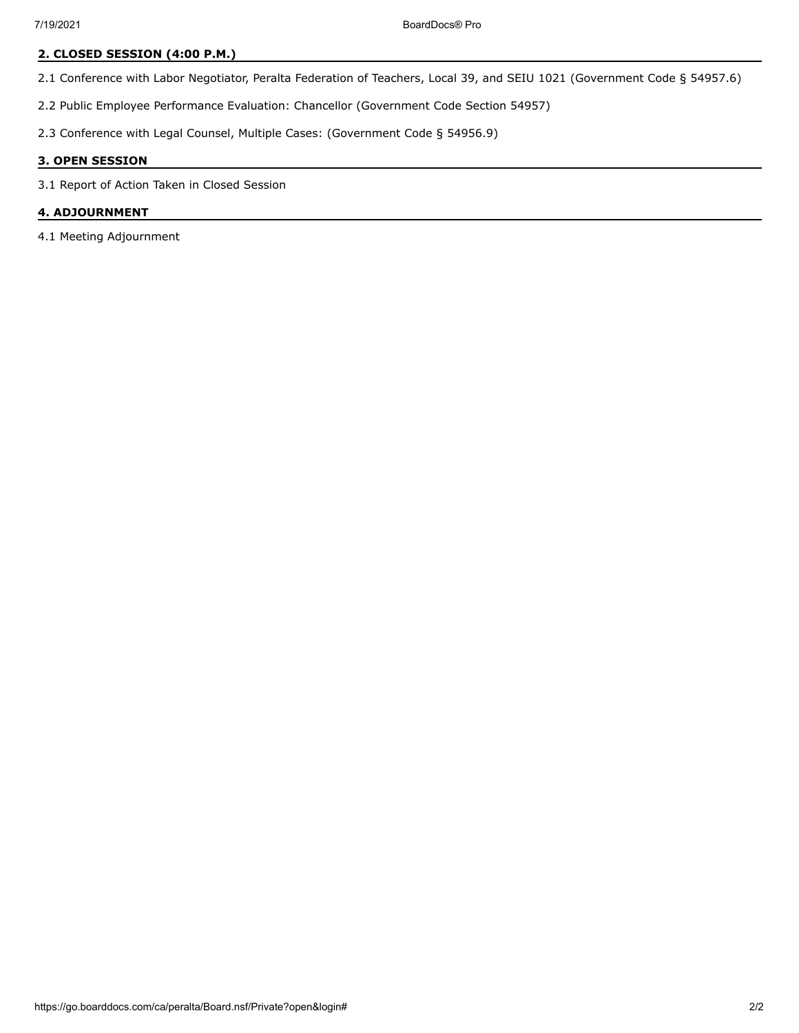## 2. CLOSED SESSION (4:00 P.M.)

2.1 Conference with Labor Negotiator, Peralta Federation of Teachers, Local 39, and SEIU 1021 (Government Code § 54957.6)

2.2 Public Employee Performance Evaluation: Chancellor (Government Code Section 54957)

2.3 Conference with Legal Counsel, Multiple Cases: (Government Code § 54956.9)

## 3. OPEN SESSION

3.1 Report of Action Taken in Closed Session

## 4. ADJOURNMENT

4.1 Meeting Adjournment